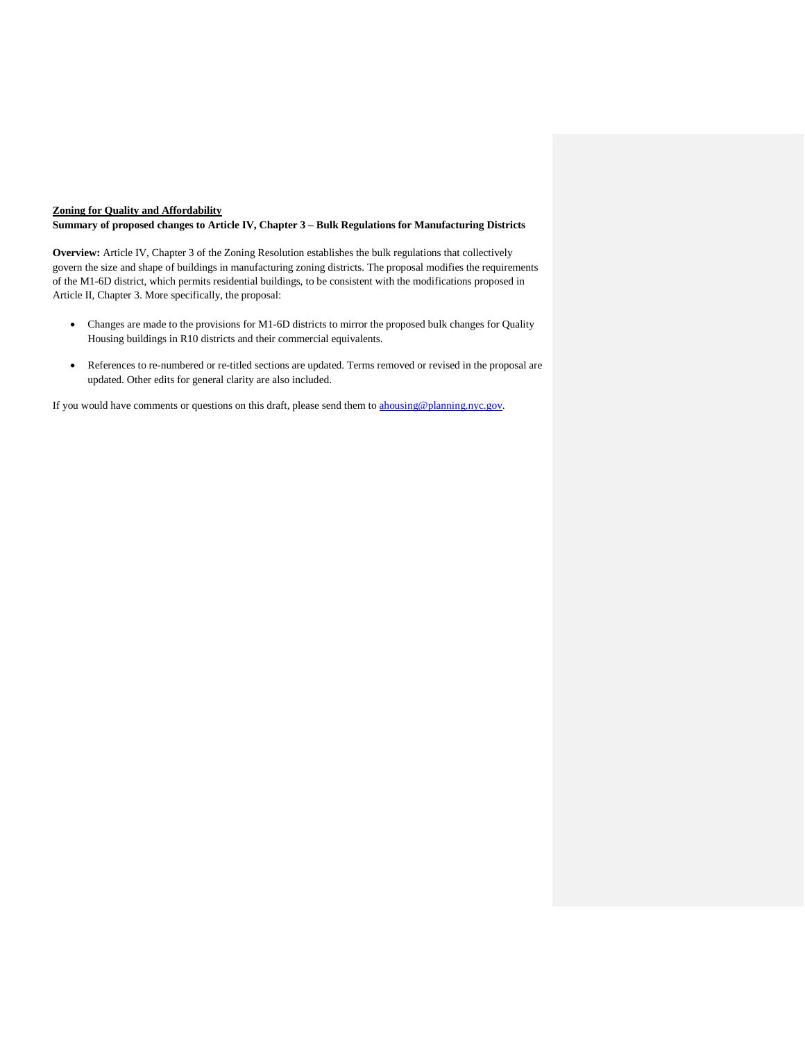**<u>Zoning for Quality and Affordability</u>**

**Summary of proposed changes to Article IV, Chapter 3 – Bulk Regulations for Manufacturing Districts**

**Overview:** Article IV, Chapter 3 of the Zoning Resolution establishes the bulk regulations that collectively govern the size and shape of buildings in manufacturing zoning districts. The proposal modifies the requirements of the M1-6D district, which permits residential buildings, to be consistent with the modifications proposed in Article II, Chapter 3. More specifically, the proposal:

- Changes are made to the provisions for M1-6D districts to mirror the proposed bulk changes for Quality Housing buildings in R10 districts and their commercial equivalents.
- References to re-numbered or re-titled sections are updated. Terms removed or revised in the proposal are updated. Other edits for general clarity are also included.

If you would have comments or questions on this draft, please send them to [ahousing@planning.nyc.gov](mailto:ahousing@planning.nyc.gov).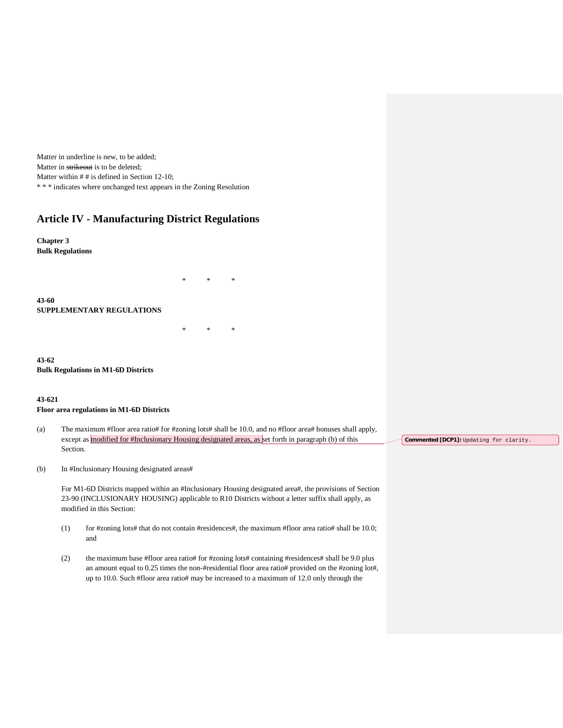Matter in underline is new, to be added;
Matter in ~~strikeout~~ is to be deleted;
Matter within # # is defined in Section 12-10;
* * * indicates where unchanged text appears in the Zoning Resolution

# Article IV - Manufacturing District Regulations

**Chapter 3**
**Bulk Regulations**

* * *

**43-60**
**SUPPLEMENTARY REGULATIONS**

* * *

**43-62**
**Bulk Regulations in M1-6D Districts**

**43-621**
**Floor area regulations in M1-6D Districts**

(a) The maximum #floor area ratio# for #zoning lots# shall be 10.0, and no #floor area# bonuses shall apply, except as modified for #Inclusionary Housing designated areas, as set forth in paragraph (b) of this Section.

Commented [DCP1]: Updating for clarity.

(b) In #Inclusionary Housing designated areas#

For M1-6D Districts mapped within an #Inclusionary Housing designated area#, the provisions of Section 23-90 (INCLUSIONARY HOUSING) applicable to R10 Districts without a letter suffix shall apply, as modified in this Section:

(1) for #zoning lots# that do not contain #residences#, the maximum #floor area ratio# shall be 10.0; and

(2) the maximum base #floor area ratio# for #zoning lots# containing #residences# shall be 9.0 plus an amount equal to 0.25 times the non-#residential floor area ratio# provided on the #zoning lot#, up to 10.0. Such #floor area ratio# may be increased to a maximum of 12.0 only through the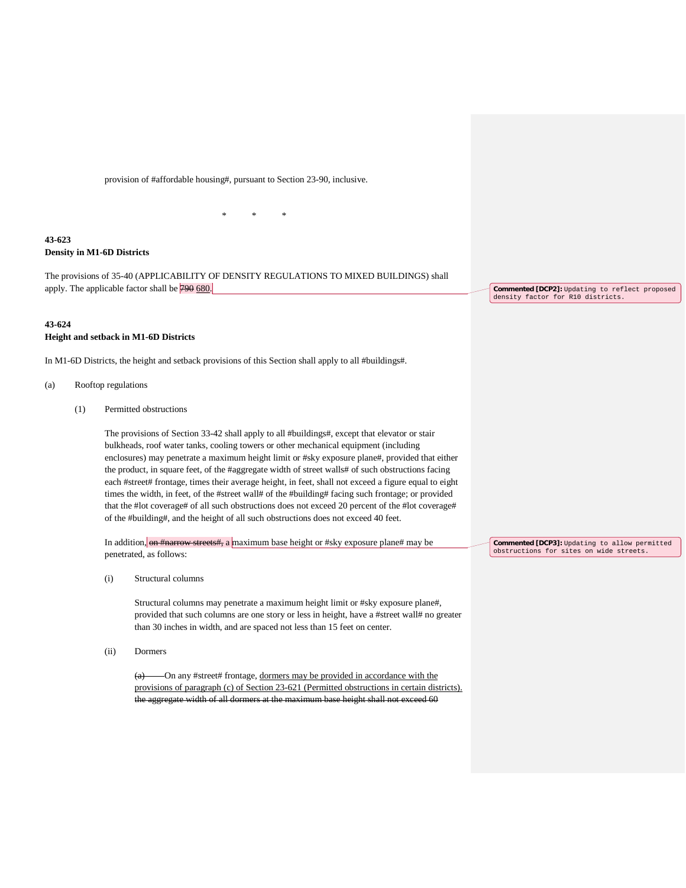provision of #affordable housing#, pursuant to Section 23-90, inclusive.

\* \* \*

**43-623**
**Density in M1-6D Districts**

The provisions of 35-40 (APPLICABILITY OF DENSITY REGULATIONS TO MIXED BUILDINGS) shall apply. The applicable factor shall be ~~790~~ 680.

> **Commented [DCP2]:** Updating to reflect proposed density factor for R10 districts.

**43-624**
**Height and setback in M1-6D Districts**

In M1-6D Districts, the height and setback provisions of this Section shall apply to all #buildings#.

(a) Rooftop regulations

(1) Permitted obstructions

The provisions of Section 33-42 shall apply to all #buildings#, except that elevator or stair bulkheads, roof water tanks, cooling towers or other mechanical equipment (including enclosures) may penetrate a maximum height limit or #sky exposure plane#, provided that either the product, in square feet, of the #aggregate width of street walls# of such obstructions facing each #street# frontage, times their average height, in feet, shall not exceed a figure equal to eight times the width, in feet, of the #street wall# of the #building# facing such frontage; or provided that the #lot coverage# of all such obstructions does not exceed 20 percent of the #lot coverage# of the #building#, and the height of all such obstructions does not exceed 40 feet.

In addition, ~~on #narrow streets#,~~ a maximum base height or #sky exposure plane# may be penetrated, as follows:

> **Commented [DCP3]:** Updating to allow permitted obstructions for sites on wide streets.

(i) Structural columns

Structural columns may penetrate a maximum height limit or #sky exposure plane#, provided that such columns are one story or less in height, have a #street wall# no greater than 30 inches in width, and are spaced not less than 15 feet on center.

(ii) Dormers

~~(a)~~ On any #street# frontage, dormers may be provided in accordance with the provisions of paragraph (c) of Section 23-621 (Permitted obstructions in certain districts). ~~the aggregate width of all dormers at the maximum base height shall not exceed 60~~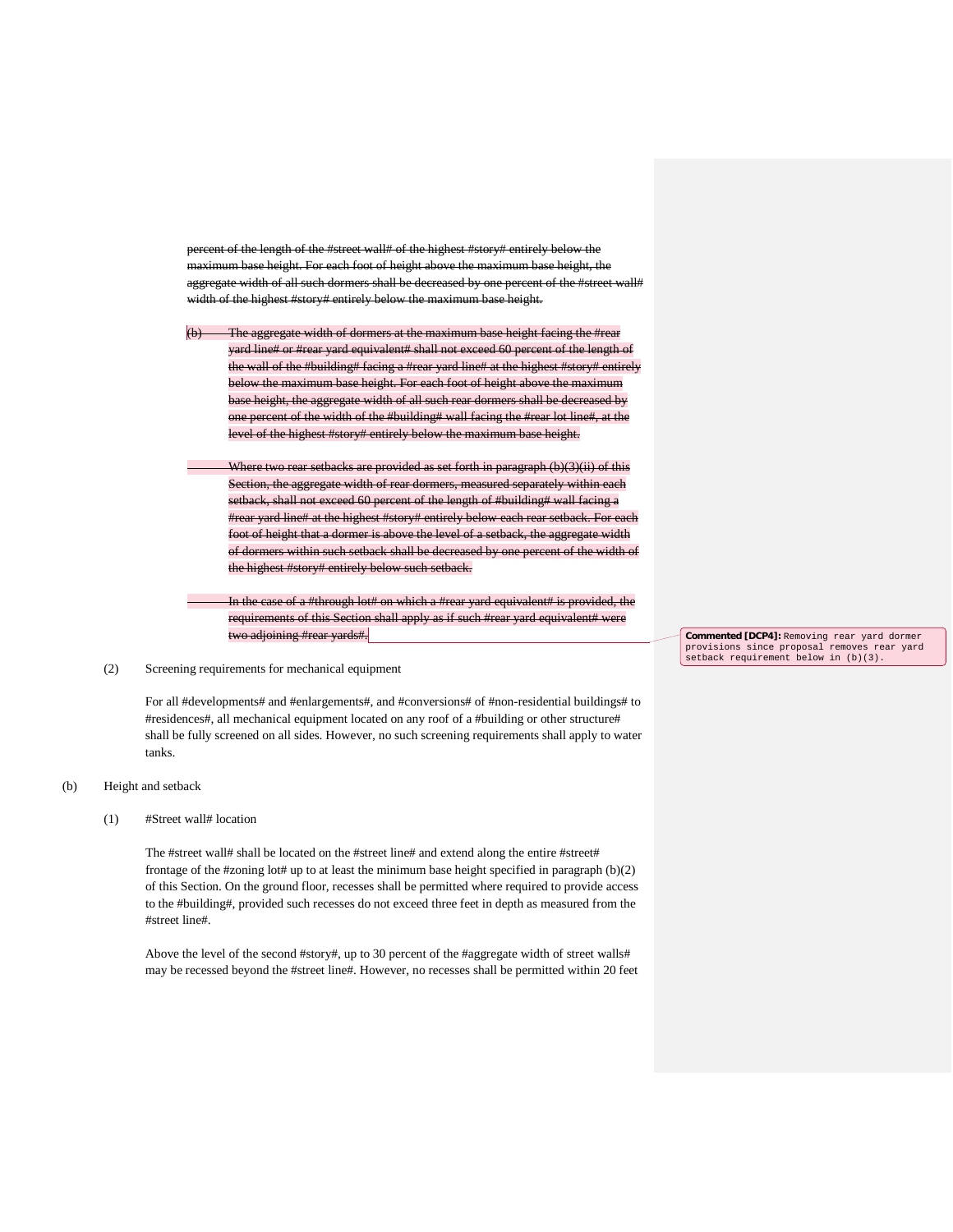~~percent of the length of the #street wall# of the highest #story# entirely below the maximum base height. For each foot of height above the maximum base height, the aggregate width of all such dormers shall be decreased by one percent of the #street wall# width of the highest #story# entirely below the maximum base height.~~

~~(b) The aggregate width of dormers at the maximum base height facing the #rear yard line# or #rear yard equivalent# shall not exceed 60 percent of the length of the wall of the #building# facing a #rear yard line# at the highest #story# entirely below the maximum base height. For each foot of height above the maximum base height, the aggregate width of all such rear dormers shall be decreased by one percent of the width of the #building# wall facing the #rear lot line#, at the level of the highest #story# entirely below the maximum base height.~~

~~Where two rear setbacks are provided as set forth in paragraph (b)(3)(ii) of this Section, the aggregate width of rear dormers, measured separately within each setback, shall not exceed 60 percent of the length of #building# wall facing a #rear yard line# at the highest #story# entirely below each rear setback. For each foot of height that a dormer is above the level of a setback, the aggregate width of dormers within such setback shall be decreased by one percent of the width of the highest #story# entirely below such setback.~~

~~In the case of a #through lot# on which a #rear yard equivalent# is provided, the requirements of this Section shall apply as if such #rear yard equivalent# were two adjoining #rear yards#.~~

> **Commented [DCP4]:** Removing rear yard dormer provisions since proposal removes rear yard setback requirement below in (b)(3).

(2) Screening requirements for mechanical equipment

For all #developments# and #enlargements#, and #conversions# of #non-residential buildings# to #residences#, all mechanical equipment located on any roof of a #building or other structure# shall be fully screened on all sides. However, no such screening requirements shall apply to water tanks.

(b) Height and setback

(1) #Street wall# location

The #street wall# shall be located on the #street line# and extend along the entire #street# frontage of the #zoning lot# up to at least the minimum base height specified in paragraph (b)(2) of this Section. On the ground floor, recesses shall be permitted where required to provide access to the #building#, provided such recesses do not exceed three feet in depth as measured from the #street line#.

Above the level of the second #story#, up to 30 percent of the #aggregate width of street walls# may be recessed beyond the #street line#. However, no recesses shall be permitted within 20 feet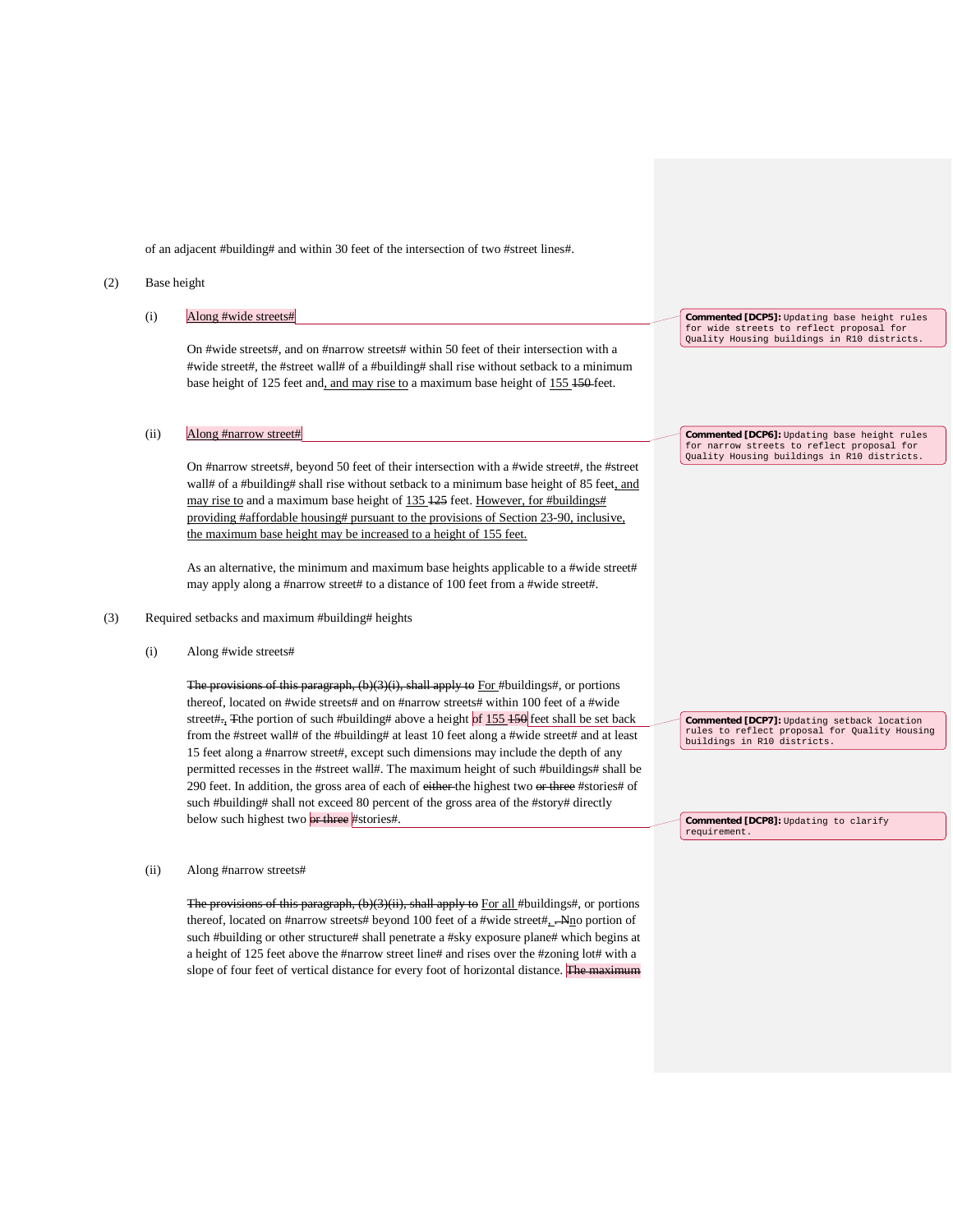of an adjacent #building# and within 30 feet of the intersection of two #street lines#.

(2) Base height

(i) Along #wide streets#

On #wide streets#, and on #narrow streets# within 50 feet of their intersection with a #wide street#, the #street wall# of a #building# shall rise without setback to a minimum base height of 125 feet and, and may rise to a maximum base height of 155 ~~150~~ feet.

(ii) Along #narrow street#

On #narrow streets#, beyond 50 feet of their intersection with a #wide street#, the #street wall# of a #building# shall rise without setback to a minimum base height of 85 feet, and may rise to and a maximum base height of 135 ~~125~~ feet. However, for #buildings# providing #affordable housing# pursuant to the provisions of Section 23-90, inclusive, the maximum base height may be increased to a height of 155 feet.

As an alternative, the minimum and maximum base heights applicable to a #wide street# may apply along a #narrow street# to a distance of 100 feet from a #wide street#.

(3) Required setbacks and maximum #building# heights

(i) Along #wide streets#

~~The provisions of this paragraph, (b)(3)(i), shall apply to~~ For #buildings#, or portions thereof, located on #wide streets# and on #narrow streets# within 100 feet of a #wide street#~~.~~, ~~T~~the portion of such #building# above a height of 155 ~~150~~ feet shall be set back from the #street wall# of the #building# at least 10 feet along a #wide street# and at least 15 feet along a #narrow street#, except such dimensions may include the depth of any permitted recesses in the #street wall#. The maximum height of such #buildings# shall be 290 feet. In addition, the gross area of each of ~~either~~ the highest two ~~or three~~ #stories# of such #building# shall not exceed 80 percent of the gross area of the #story# directly below such highest two ~~or three~~ #stories#.

(ii) Along #narrow streets#

~~The provisions of this paragraph, (b)(3)(ii), shall apply to~~ For all #buildings#, or portions thereof, located on #narrow streets# beyond 100 feet of a #wide street#, ~~. N~~no portion of such #building or other structure# shall penetrate a #sky exposure plane# which begins at a height of 125 feet above the #narrow street line# and rises over the #zoning lot# with a slope of four feet of vertical distance for every foot of horizontal distance. ~~The maximum~~

**Commented [DCP5]:** Updating base height rules for wide streets to reflect proposal for Quality Housing buildings in R10 districts.

**Commented [DCP6]:** Updating base height rules for narrow streets to reflect proposal for Quality Housing buildings in R10 districts.

**Commented [DCP7]:** Updating setback location rules to reflect proposal for Quality Housing buildings in R10 districts.

**Commented [DCP8]:** Updating to clarify requirement.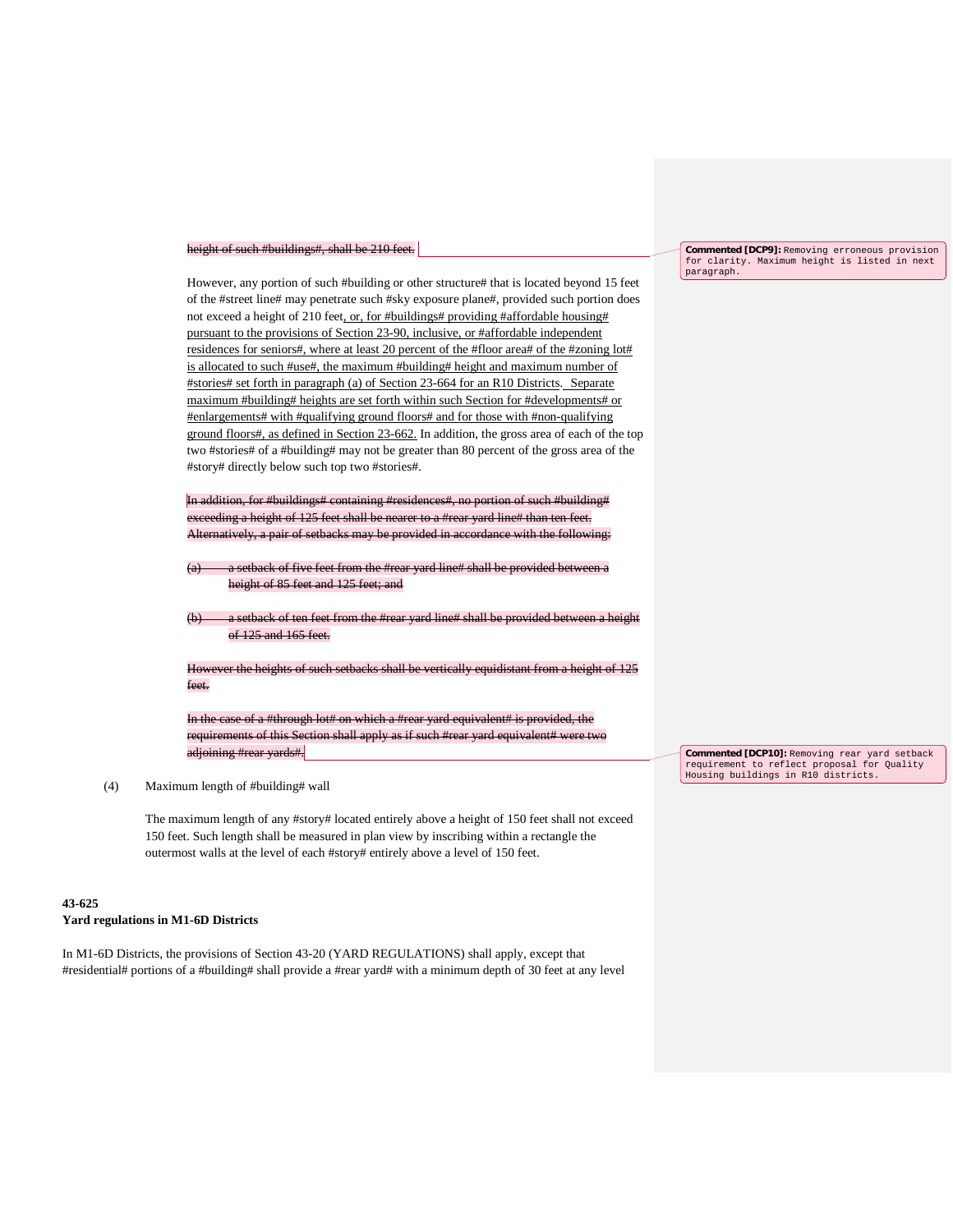~~height of such #buildings#, shall be 210 feet.~~

However, any portion of such #building or other structure# that is located beyond 15 feet of the #street line# may penetrate such #sky exposure plane#, provided such portion does not exceed a height of 210 feet, <u>or, for #buildings# providing #affordable housing# pursuant to the provisions of Section 23-90, inclusive, or #affordable independent residences for seniors#, where at least 20 percent of the #floor area# of the #zoning lot# is allocated to such #use#, the maximum #building# height and maximum number of #stories# set forth in paragraph (a) of Section 23-664 for an R10 Districts. Separate maximum #building# heights are set forth within such Section for #developments# or #enlargements# with #qualifying ground floors# and for those with #non-qualifying ground floors#, as defined in Section 23-662.</u> In addition, the gross area of each of the top two #stories# of a #building# may not be greater than 80 percent of the gross area of the #story# directly below such top two #stories#.

~~In addition, for #buildings# containing #residences#, no portion of such #building# exceeding a height of 125 feet shall be nearer to a #rear yard line# than ten feet. Alternatively, a pair of setbacks may be provided in accordance with the following:~~

~~(a) a setback of five feet from the #rear yard line# shall be provided between a height of 85 feet and 125 feet; and~~

~~(b) a setback of ten feet from the #rear yard line# shall be provided between a height of 125 and 165 feet.~~

~~However the heights of such setbacks shall be vertically equidistant from a height of 125 feet.~~

~~In the case of a #through lot# on which a #rear yard equivalent# is provided, the requirements of this Section shall apply as if such #rear yard equivalent# were two adjoining #rear yards#.~~

(4) Maximum length of #building# wall

The maximum length of any #story# located entirely above a height of 150 feet shall not exceed 150 feet. Such length shall be measured in plan view by inscribing within a rectangle the outermost walls at the level of each #story# entirely above a level of 150 feet.

**43-625**
**Yard regulations in M1-6D Districts**

In M1-6D Districts, the provisions of Section 43-20 (YARD REGULATIONS) shall apply, except that #residential# portions of a #building# shall provide a #rear yard# with a minimum depth of 30 feet at any level

**Commented [DCP9]:** Removing erroneous provision for clarity. Maximum height is listed in next paragraph.

**Commented [DCP10]:** Removing rear yard setback requirement to reflect proposal for Quality Housing buildings in R10 districts.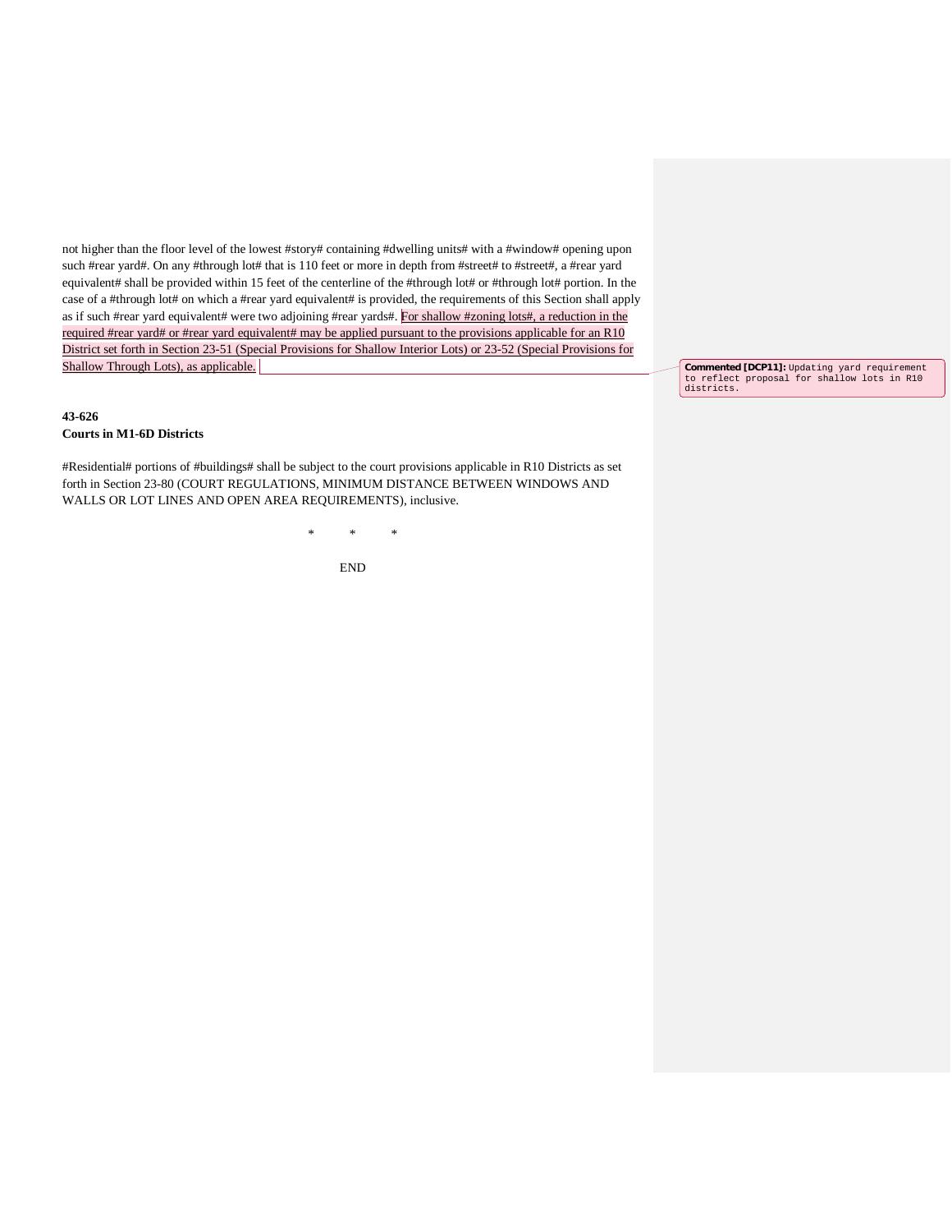not higher than the floor level of the lowest #story# containing #dwelling units# with a #window# opening upon such #rear yard#. On any #through lot# that is 110 feet or more in depth from #street# to #street#, a #rear yard equivalent# shall be provided within 15 feet of the centerline of the #through lot# or #through lot# portion. In the case of a #through lot# on which a #rear yard equivalent# is provided, the requirements of this Section shall apply as if such #rear yard equivalent# were two adjoining #rear yards#. For shallow #zoning lots#, a reduction in the required #rear yard# or #rear yard equivalent# may be applied pursuant to the provisions applicable for an R10 District set forth in Section 23-51 (Special Provisions for Shallow Interior Lots) or 23-52 (Special Provisions for Shallow Through Lots), as applicable.

**Commented [DCP11]:** Updating yard requirement to reflect proposal for shallow lots in R10 districts.

**43-626**
**Courts in M1-6D Districts**

#Residential# portions of #buildings# shall be subject to the court provisions applicable in R10 Districts as set forth in Section 23-80 (COURT REGULATIONS, MINIMUM DISTANCE BETWEEN WINDOWS AND WALLS OR LOT LINES AND OPEN AREA REQUIREMENTS), inclusive.

\* \* \*

END